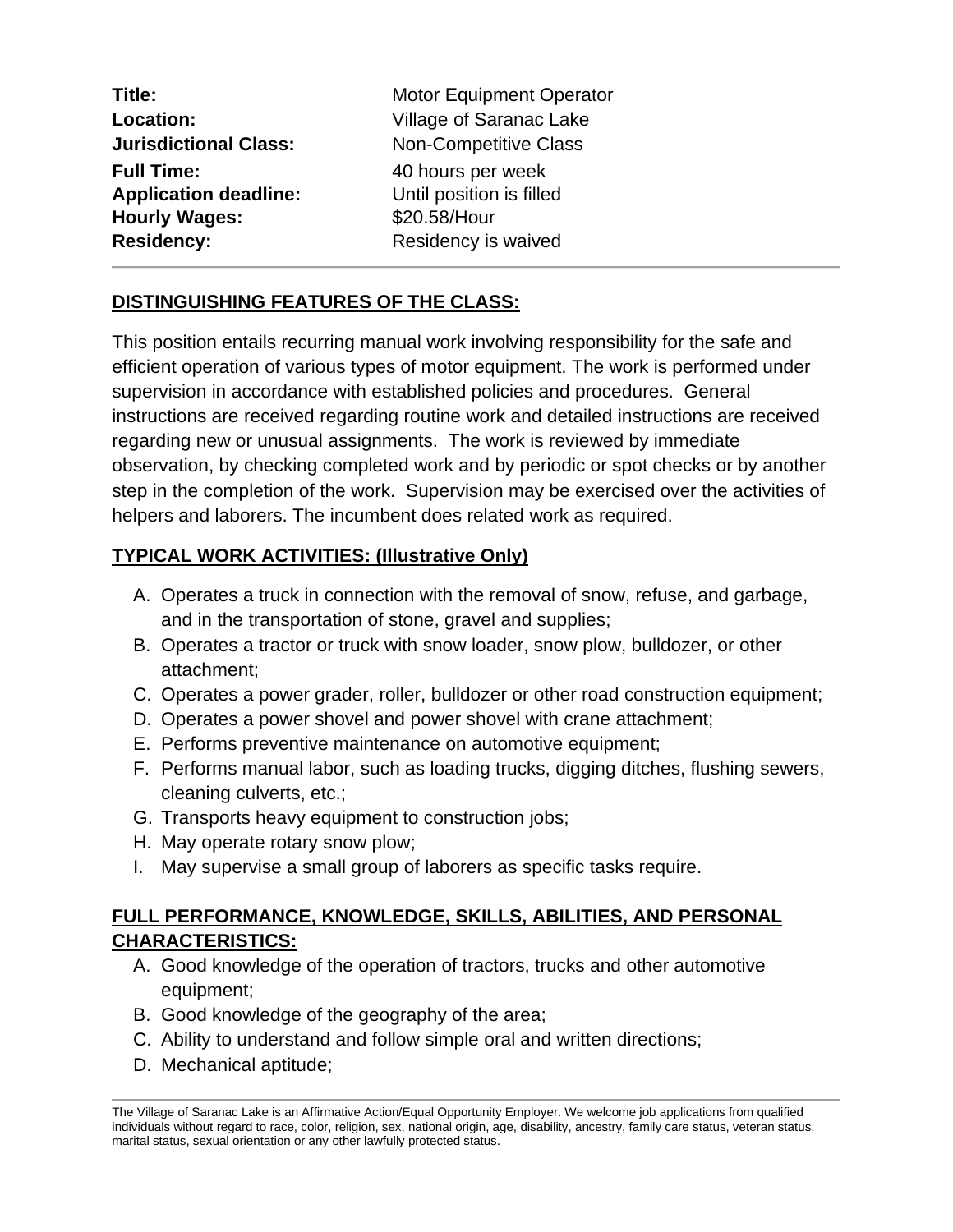| | |
|---|---|
| **Title:** | Motor Equipment Operator |
| **Location:** | Village of Saranac Lake |
| **Jurisdictional Class:** | Non-Competitive Class |
| **Full Time:** | 40 hours per week |
| **Application deadline:** | Until position is filled |
| **Hourly Wages:** | $20.58/Hour |
| **Residency:** | Residency is waived |

---

## DISTINGUISHING FEATURES OF THE CLASS:

This position entails recurring manual work involving responsibility for the safe and efficient operation of various types of motor equipment. The work is performed under supervision in accordance with established policies and procedures. General instructions are received regarding routine work and detailed instructions are received regarding new or unusual assignments. The work is reviewed by immediate observation, by checking completed work and by periodic or spot checks or by another step in the completion of the work. Supervision may be exercised over the activities of helpers and laborers. The incumbent does related work as required.

## TYPICAL WORK ACTIVITIES: (Illustrative Only)

A. Operates a truck in connection with the removal of snow, refuse, and garbage, and in the transportation of stone, gravel and supplies;
B. Operates a tractor or truck with snow loader, snow plow, bulldozer, or other attachment;
C. Operates a power grader, roller, bulldozer or other road construction equipment;
D. Operates a power shovel and power shovel with crane attachment;
E. Performs preventive maintenance on automotive equipment;
F. Performs manual labor, such as loading trucks, digging ditches, flushing sewers, cleaning culverts, etc.;
G. Transports heavy equipment to construction jobs;
H. May operate rotary snow plow;
I. May supervise a small group of laborers as specific tasks require.

## FULL PERFORMANCE, KNOWLEDGE, SKILLS, ABILITIES, AND PERSONAL CHARACTERISTICS:

A. Good knowledge of the operation of tractors, trucks and other automotive equipment;
B. Good knowledge of the geography of the area;
C. Ability to understand and follow simple oral and written directions;
D. Mechanical aptitude;

---

The Village of Saranac Lake is an Affirmative Action/Equal Opportunity Employer. We welcome job applications from qualified individuals without regard to race, color, religion, sex, national origin, age, disability, ancestry, family care status, veteran status, marital status, sexual orientation or any other lawfully protected status.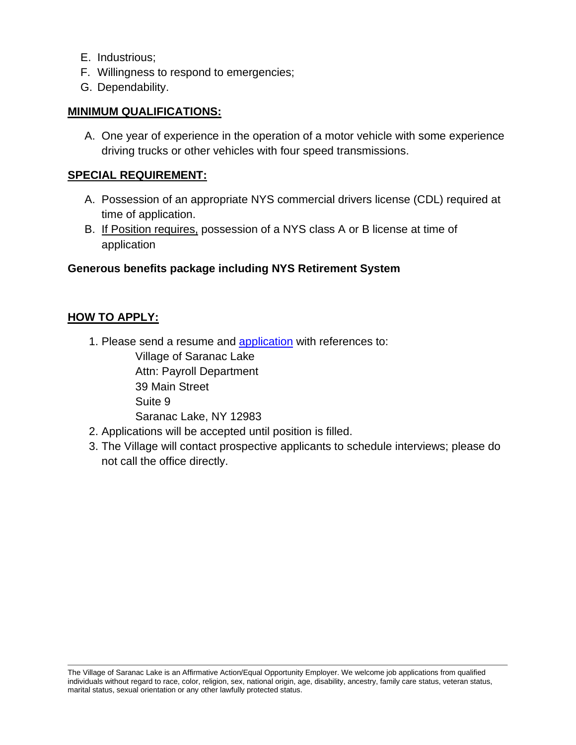E. Industrious;
F. Willingness to respond to emergencies;
G. Dependability.

**MINIMUM QUALIFICATIONS:**

A. One year of experience in the operation of a motor vehicle with some experience driving trucks or other vehicles with four speed transmissions.

**SPECIAL REQUIREMENT:**

A. Possession of an appropriate NYS commercial drivers license (CDL) required at time of application.
B. If Position requires, possession of a NYS class A or B license at time of application

**Generous benefits package including NYS Retirement System**

**HOW TO APPLY:**

1. Please send a resume and application with references to:
   Village of Saranac Lake
   Attn: Payroll Department
   39 Main Street
   Suite 9
   Saranac Lake, NY 12983
2. Applications will be accepted until position is filled.
3. The Village will contact prospective applicants to schedule interviews; please do not call the office directly.

The Village of Saranac Lake is an Affirmative Action/Equal Opportunity Employer. We welcome job applications from qualified individuals without regard to race, color, religion, sex, national origin, age, disability, ancestry, family care status, veteran status, marital status, sexual orientation or any other lawfully protected status.